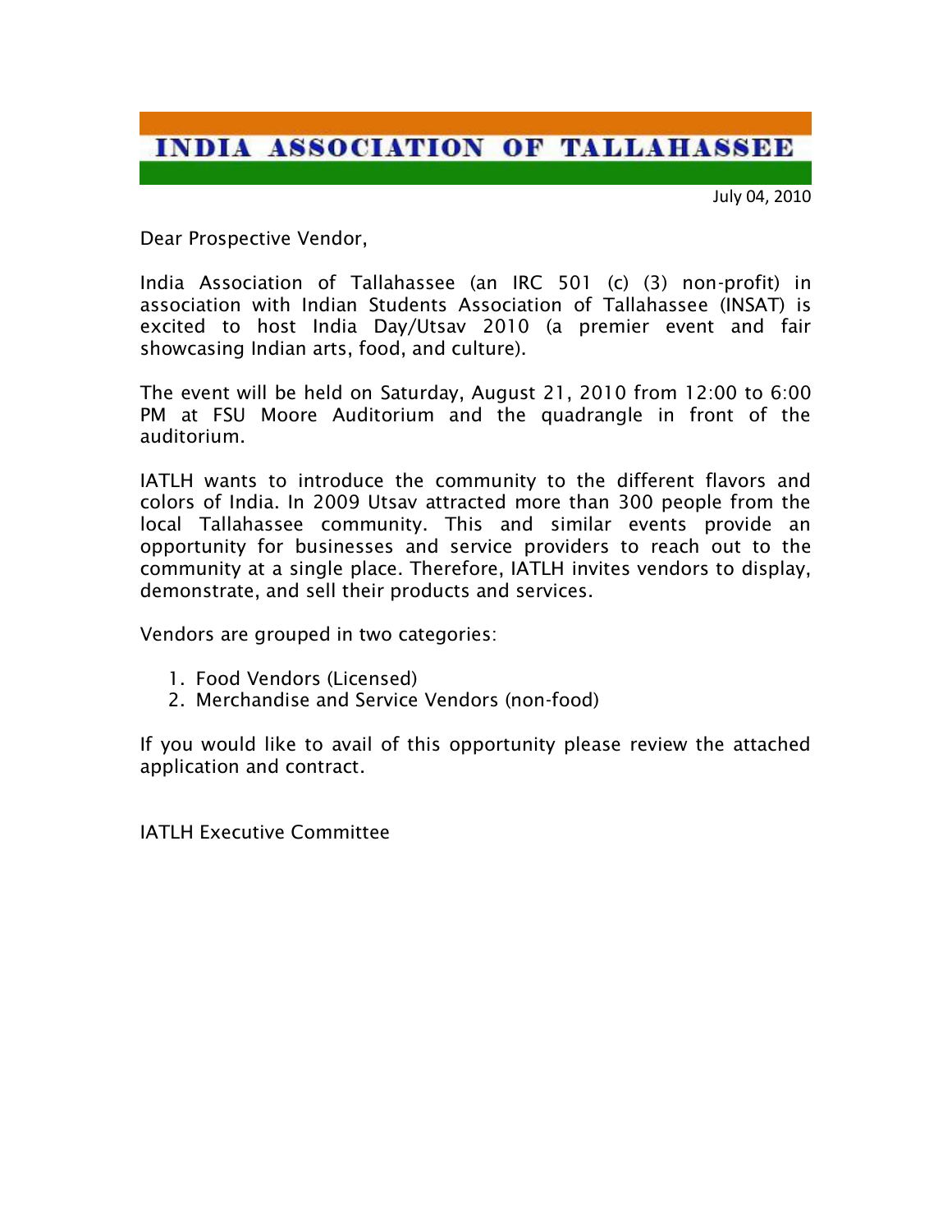# INDIA ASSOCIATION OF TALLAHASSEE

July 04, 2010

Dear Prospective Vendor,

India Association of Tallahassee (an IRC 501 (c) (3) non-profit) in association with Indian Students Association of Tallahassee (INSAT) is excited to host India Day/Utsav 2010 (a premier event and fair showcasing Indian arts, food, and culture).

The event will be held on Saturday, August 21, 2010 from 12:00 to 6:00 PM at FSU Moore Auditorium and the quadrangle in front of the auditorium.

IATLH wants to introduce the community to the different flavors and colors of India. In 2009 Utsav attracted more than 300 people from the local Tallahassee community. This and similar events provide an opportunity for businesses and service providers to reach out to the community at a single place. Therefore, IATLH invites vendors to display, demonstrate, and sell their products and services.

Vendors are grouped in two categories:

1. Food Vendors (Licensed)
2. Merchandise and Service Vendors (non-food)

If you would like to avail of this opportunity please review the attached application and contract.

IATLH Executive Committee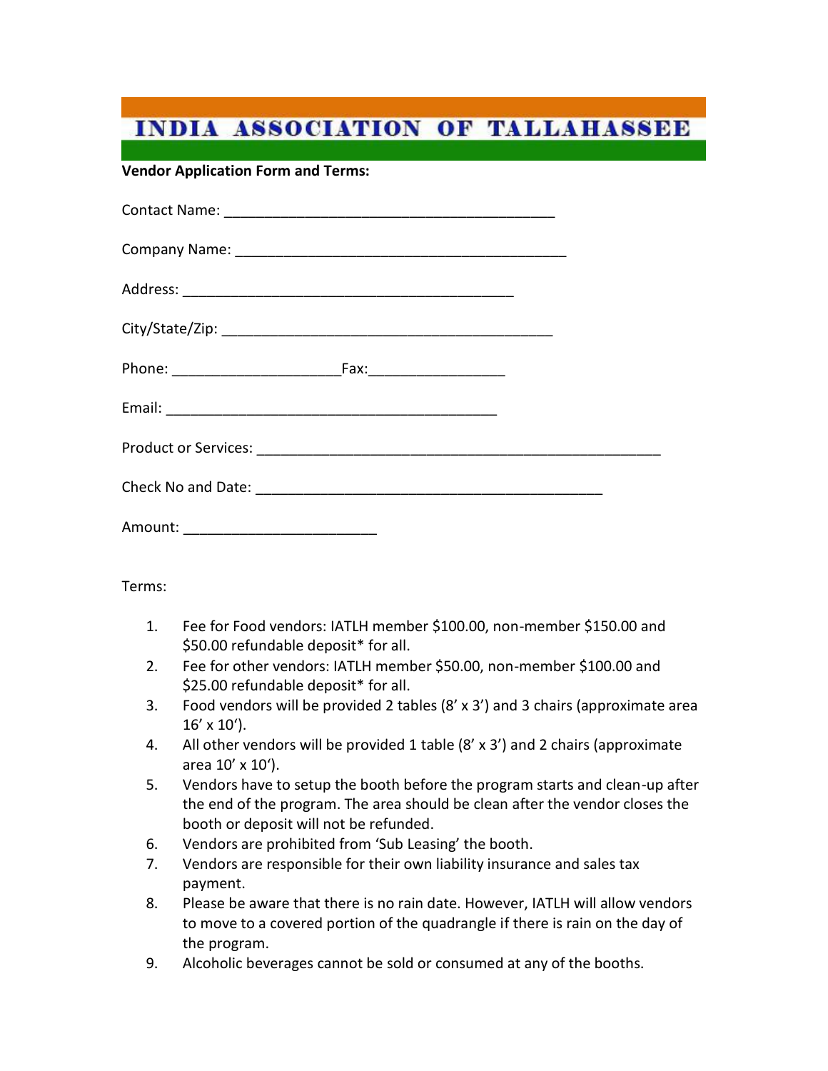# INDIA ASSOCIATION OF TALLAHASSEE

**Vendor Application Form and Terms:**

Contact Name: ________________________________________

Company Name: ________________________________________

Address: ________________________________________

City/State/Zip: ________________________________________

Phone: ____________________Fax:________________

Email: ________________________________________

Product or Services: ________________________________________________

Check No and Date: ________________________________________

Amount: ______________________

Terms:

1. Fee for Food vendors: IATLH member $100.00, non-member $150.00 and $50.00 refundable deposit* for all.
2. Fee for other vendors: IATLH member $50.00, non-member $100.00 and $25.00 refundable deposit* for all.
3. Food vendors will be provided 2 tables (8' x 3') and 3 chairs (approximate area 16' x 10').
4. All other vendors will be provided 1 table (8' x 3') and 2 chairs (approximate area 10' x 10').
5. Vendors have to setup the booth before the program starts and clean-up after the end of the program. The area should be clean after the vendor closes the booth or deposit will not be refunded.
6. Vendors are prohibited from 'Sub Leasing' the booth.
7. Vendors are responsible for their own liability insurance and sales tax payment.
8. Please be aware that there is no rain date. However, IATLH will allow vendors to move to a covered portion of the quadrangle if there is rain on the day of the program.
9. Alcoholic beverages cannot be sold or consumed at any of the booths.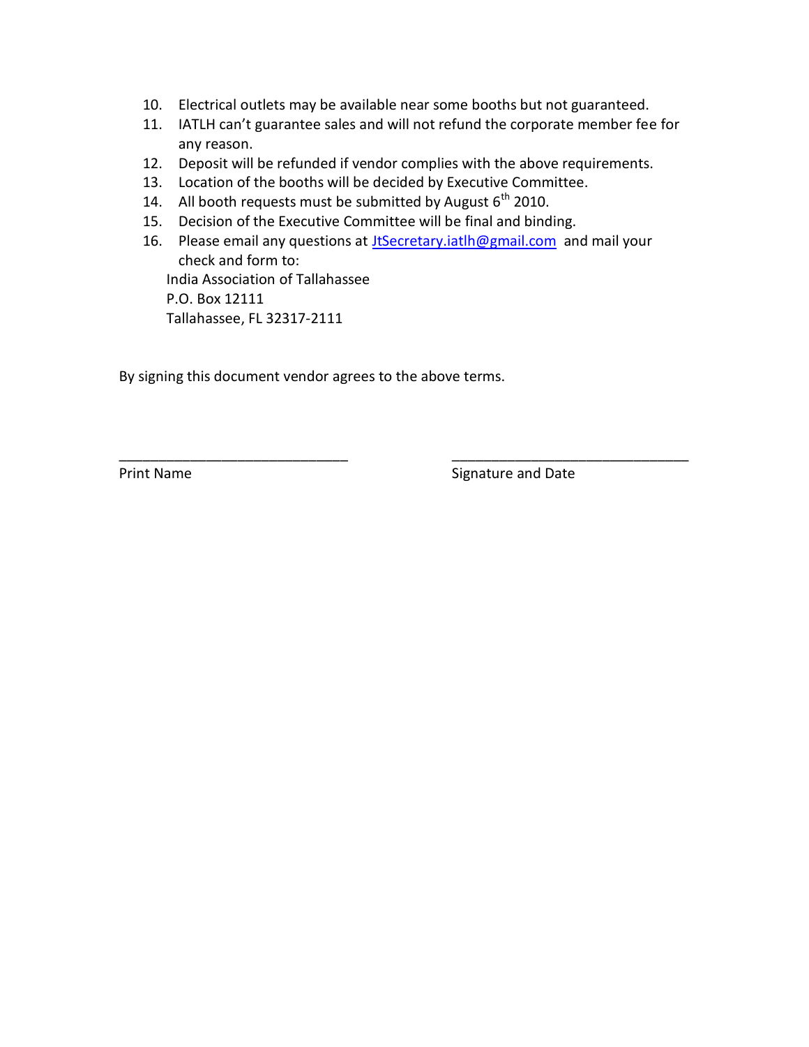10. Electrical outlets may be available near some booths but not guaranteed.
11. IATLH can't guarantee sales and will not refund the corporate member fee for any reason.
12. Deposit will be refunded if vendor complies with the above requirements.
13. Location of the booths will be decided by Executive Committee.
14. All booth requests must be submitted by August 6th 2010.
15. Decision of the Executive Committee will be final and binding.
16. Please email any questions at JtSecretary.iatlh@gmail.com and mail your check and form to:

    India Association of Tallahassee
    P.O. Box 12111
    Tallahassee, FL 32317-2111

By signing this document vendor agrees to the above terms.

_____________________________ _______________________________

Print Name Signature and Date